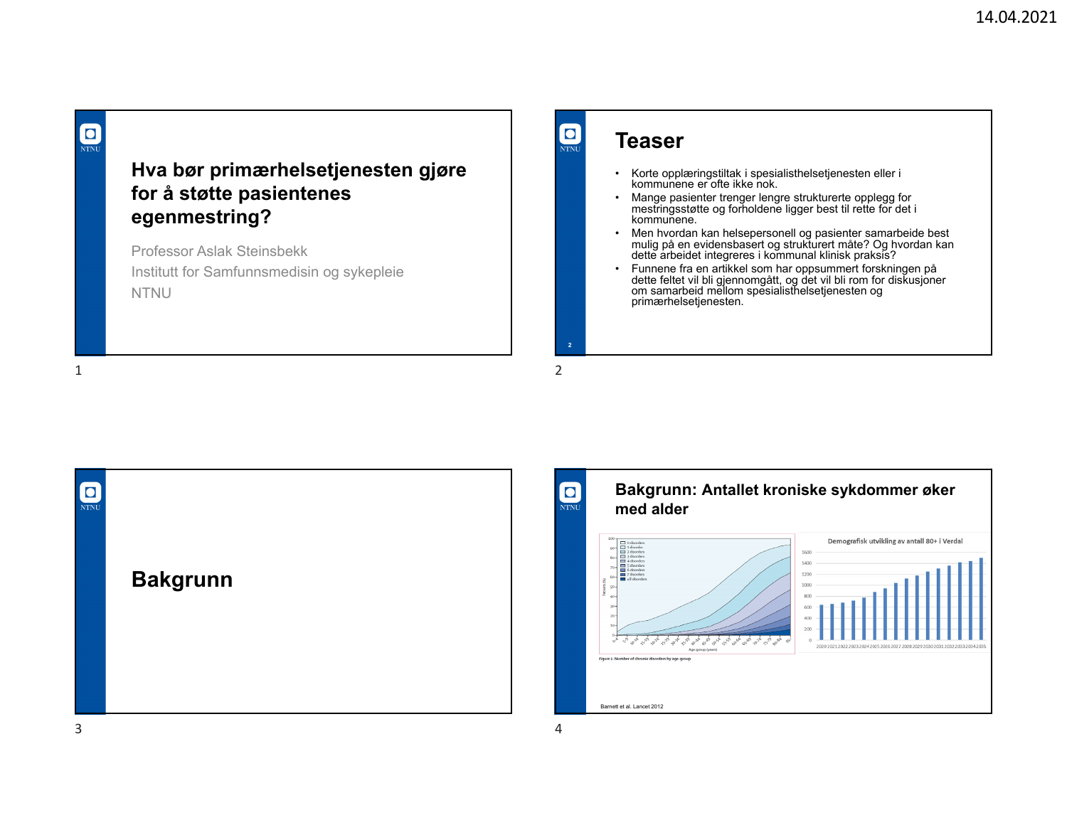# Hva bør primærhelsetjenesten gjøre for å støtte pasientenes egenmestring?

Professor Aslak Steinsbekk

Institutt for Samfunnsmedisin og sykepleie

NTNU

## Teaser

- Korte opplæringstiltak i spesialisthelsetjenesten eller i kommunene er ofte ikke nok.
- Mange pasienter trenger lengre strukturerte opplegg for mestringsstøtte og forholdene ligger best til rette for det i kommunene.
- Men hvordan kan helsepersonell og pasienter samarbeide best mulig på en evidensbasert og strukturert måte? Og hvordan kan dette arbeidet integreres i kommunal klinisk praksis?
- Funnene fra en artikkel som har oppsummert forskningen på dette feltet vil bli gjennomgått, og det vil bli rom for diskusjoner om samarbeid mellom spesialisthelsetjenesten og primærhelsetjenesten.

## Bakgrunn

## Bakgrunn: Antallet kroniske sykdommer øker med alder

Figure 1: Number of chronic disorders by age-group

Demografisk utvikling av antall 80+ i Verdal

Barnett et al. Lancet 2012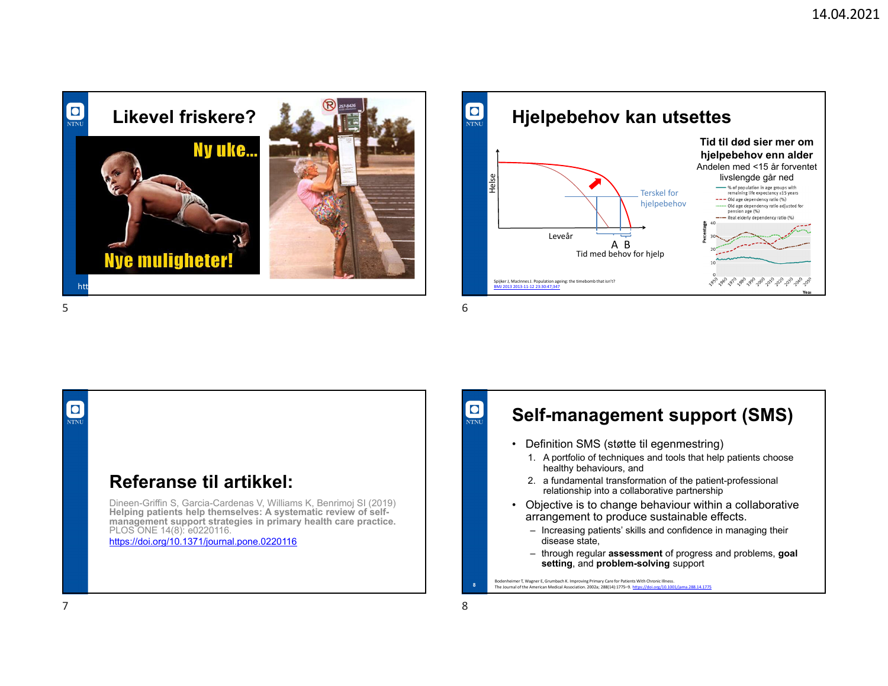## Likevel friskere?

Ny uke...

Nye muligheter!

htt

## Hjelpebehov kan utsettes

Helse

Terskel for hjelpebehov

Leveår

A B

Tid med behov for hjelp

**Tid til død sier mer om hjelpebehov enn alder**

Andelen med <15 år forventet livslengde går ned

% of population in age groups with remaining life expectancy ≤15 years

Old age dependency ratio (%)

Old age dependency ratio adjusted for pension age (%)

Real elderly dependency ratio (%)

Percentage

0
10
20
30
40

1950 1960 1970 1980 1990 2000 2010 2020 2030 2040 2050

Year

Spijker J, MacInnes J. Population ageing: the timebomb that isn't?
BMJ 2013 2013-11-12 23:30:47;347

## Referanse til artikkel:

Dineen-Griffin S, Garcia-Cardenas V, Williams K, Benrimoj SI (2019) **Helping patients help themselves: A systematic review of self-management support strategies in primary health care practice.** PLOS ONE 14(8): e0220116.
https://doi.org/10.1371/journal.pone.0220116

## Self-management support (SMS)

- Definition SMS (støtte til egenmestring)
  1. A portfolio of techniques and tools that help patients choose healthy behaviours, and
  2. a fundamental transformation of the patient-professional relationship into a collaborative partnership
- Objective is to change behaviour within a collaborative arrangement to produce sustainable effects.
  - Increasing patients' skills and confidence in managing their disease state,
  - through regular **assessment** of progress and problems, **goal setting**, and **problem-solving** support

Bodenheimer T, Wagner E, Grumbach K. Improving Primary Care for Patients With Chronic Illness. The Journal of the American Medical Association. 2002a; 288(14):1775–9. https://doi.org/10.1001/jama.288.14.1775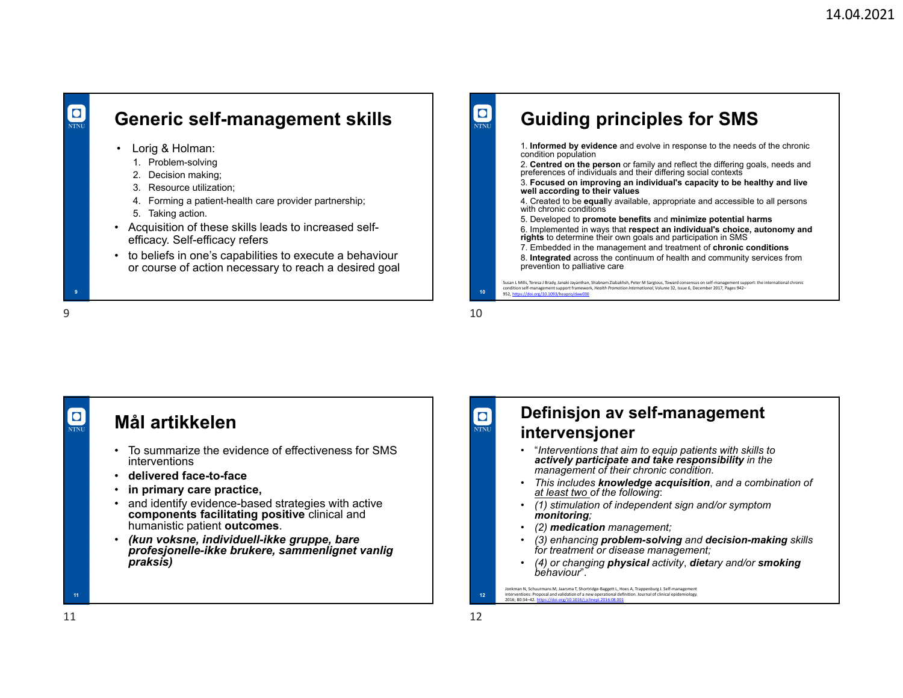## Generic self-management skills

- Lorig & Holman:
  1. Problem-solving
  2. Decision making;
  3. Resource utilization;
  4. Forming a patient-health care provider partnership;
  5. Taking action.
- Acquisition of these skills leads to increased self-efficacy. Self-efficacy refers
- to beliefs in one's capabilities to execute a behaviour or course of action necessary to reach a desired goal

## Guiding principles for SMS

1. **Informed by evidence** and evolve in response to the needs of the chronic condition population
2. **Centred on the person** or family and reflect the differing goals, needs and preferences of individuals and their differing social contexts
3. **Focused on improving an individual's capacity to be healthy and live well according to their values**
4. Created to be **equal**ly available, appropriate and accessible to all persons with chronic conditions
5. Developed to **promote benefits** and **minimize potential harms**
6. Implemented in ways that **respect an individual's choice, autonomy and rights** to determine their own goals and participation in SMS
7. Embedded in the management and treatment of **chronic conditions**
8. **Integrated** across the continuum of health and community services from prevention to palliative care

Susan L Mills, Teresa J Brady, Janaki Jayanthan, Shabnam Ziabakhsh, Peter M Sargious, Toward consensus on self-management support: the international chronic condition self-management support framework, *Health Promotion International*, Volume 32, Issue 6, December 2017, Pages 942–952, https://doi.org/10.1093/heapro/daw030

## Mål artikkelen

- To summarize the evidence of effectiveness for SMS interventions
- **delivered face-to-face**
- **in primary care practice,**
- and identify evidence-based strategies with active **components facilitating positive** clinical and humanistic patient **outcomes**.
- ***(kun voksne, individuell-ikke gruppe, bare profesjonelle-ikke brukere, sammenlignet vanlig praksis)***

## Definisjon av self-management intervensjoner

- "*Interventions that aim to equip patients with skills to* ***actively participate and take responsibility*** *in the management of their chronic condition.*
- *This includes* ***knowledge acquisition****, and a combination of at least two of the following*:
- *(1) stimulation of independent sign and/or symptom* ***monitoring****;*
- *(2)* ***medication*** *management;*
- *(3) enhancing* ***problem-solving*** *and* ***decision-making*** *skills for treatment or disease management;*
- *(4) or changing* ***physical*** *activity,* ***diet****ary and/or* ***smoking*** *behaviour*".

Jonkman N, Schuurmans M, Jaarsma T, Shortridge-Baggett L, Hoes A, Trappenburg J. Self-management interventions: Proposal and validation of a new operational definition. Journal of clinical epidemiology. 2016; 80:34–42. https://doi.org/10.1016/j.jclinepi.2016.08.001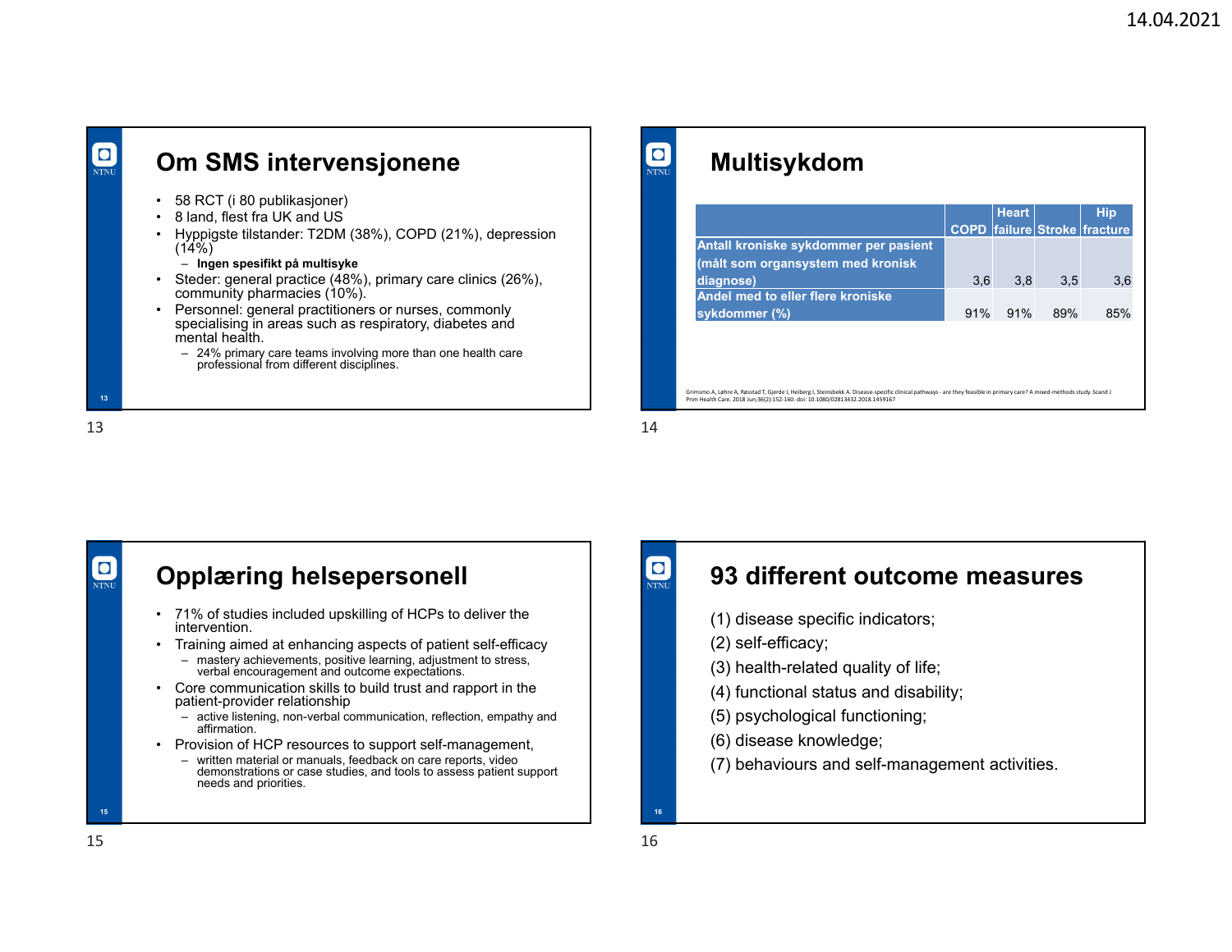## Om SMS intervensjonene

- 58 RCT (i 80 publikasjoner)
- 8 land, flest fra UK and US
- Hyppigste tilstander: T2DM (38%), COPD (21%), depression (14%)
  - **Ingen spesifikt på multisyke**
- Steder: general practice (48%), primary care clinics (26%), community pharmacies (10%).
- Personnel: general practitioners or nurses, commonly specialising in areas such as respiratory, diabetes and mental health.
  - 24% primary care teams involving more than one health care professional from different disciplines.

## Multisykdom

| | COPD | Heart failure | Stroke | Hip fracture |
|---|---|---|---|---|
| Antall kroniske sykdommer per pasient (målt som organsystem med kronisk diagnose) | 3,6 | 3,8 | 3,5 | 3,6 |
| Andel med to eller flere kroniske sykdommer (%) | 91% | 91% | 89% | 85% |

Grimsmo A, Løhre A, Røsstad T, Gjerde I, Heiberg I, Steinsbekk A. Disease-specific clinical pathways - are they feasible in primary care? A mixed-methods study. Scand J Prim Health Care. 2018 Jun;36(2):152-160. doi: 10.1080/02813432.2018.1459167

## Opplæring helsepersonell

- 71% of studies included upskilling of HCPs to deliver the intervention.
- Training aimed at enhancing aspects of patient self-efficacy
  - mastery achievements, positive learning, adjustment to stress, verbal encouragement and outcome expectations.
- Core communication skills to build trust and rapport in the patient-provider relationship
  - active listening, non-verbal communication, reflection, empathy and affirmation.
- Provision of HCP resources to support self-management,
  - written material or manuals, feedback on care reports, video demonstrations or case studies, and tools to assess patient support needs and priorities.

## 93 different outcome measures

(1) disease specific indicators;
(2) self-efficacy;
(3) health-related quality of life;
(4) functional status and disability;
(5) psychological functioning;
(6) disease knowledge;
(7) behaviours and self-management activities.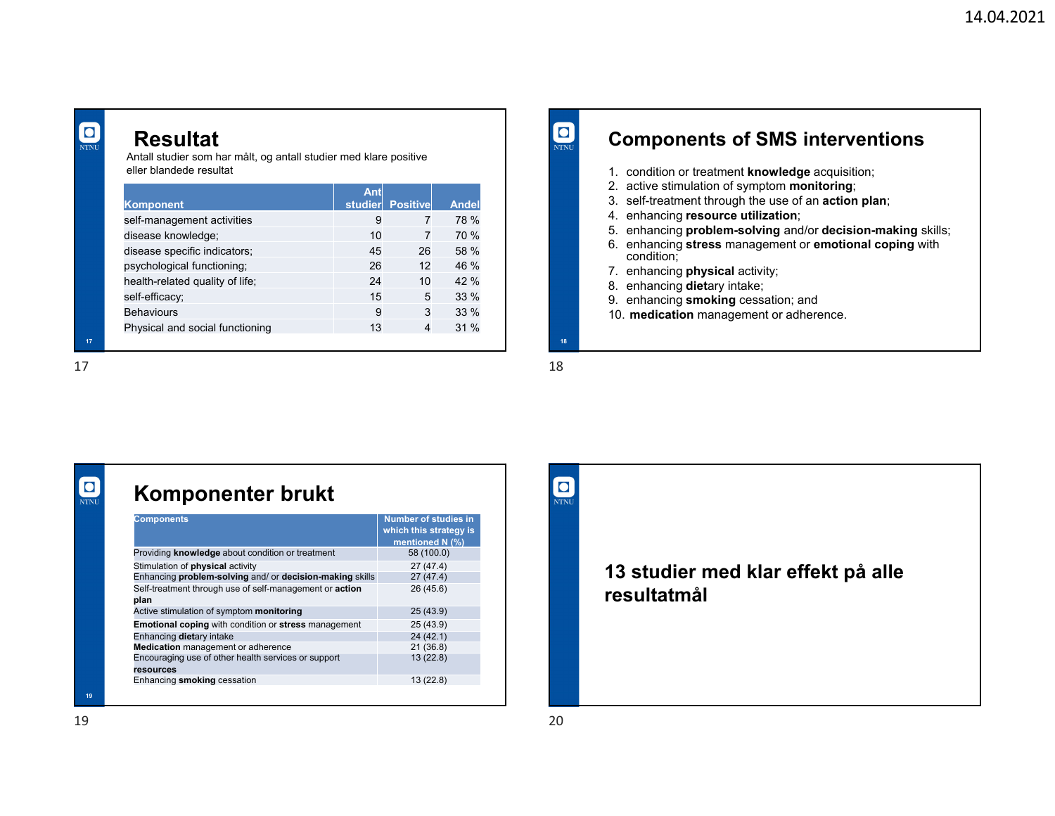## Resultat

Antall studier som har målt, og antall studier med klare positive eller blandede resultat

| Komponent | Ant studier | Positive | Andel |
|---|---|---|---|
| self-management activities | 9 | 7 | 78 % |
| disease knowledge; | 10 | 7 | 70 % |
| disease specific indicators; | 45 | 26 | 58 % |
| psychological functioning; | 26 | 12 | 46 % |
| health-related quality of life; | 24 | 10 | 42 % |
| self-efficacy; | 15 | 5 | 33 % |
| Behaviours | 9 | 3 | 33 % |
| Physical and social functioning | 13 | 4 | 31 % |

## Components of SMS interventions

1. condition or treatment **knowledge** acquisition;
2. active stimulation of symptom **monitoring**;
3. self-treatment through the use of an **action plan**;
4. enhancing **resource utilization**;
5. enhancing **problem-solving** and/or **decision-making** skills;
6. enhancing **stress** management or **emotional coping** with condition;
7. enhancing **physical** activity;
8. enhancing **diet**ary intake;
9. enhancing **smoking** cessation; and
10. **medication** management or adherence.

## Komponenter brukt

| Components | Number of studies in which this strategy is mentioned N (%) |
|---|---|
| Providing **knowledge** about condition or treatment | 58 (100.0) |
| Stimulation of **physical** activity | 27 (47.4) |
| Enhancing **problem-solving** and/ or **decision-making** skills | 27 (47.4) |
| Self-treatment through use of self-management or **action plan** | 26 (45.6) |
| Active stimulation of symptom **monitoring** | 25 (43.9) |
| **Emotional coping** with condition or **stress** management | 25 (43.9) |
| Enhancing **diet**ary intake | 24 (42.1) |
| **Medication** management or adherence | 21 (36.8) |
| Encouraging use of other health services or support **resources** | 13 (22.8) |
| Enhancing **smoking** cessation | 13 (22.8) |

**13 studier med klar effekt på alle resultatmål**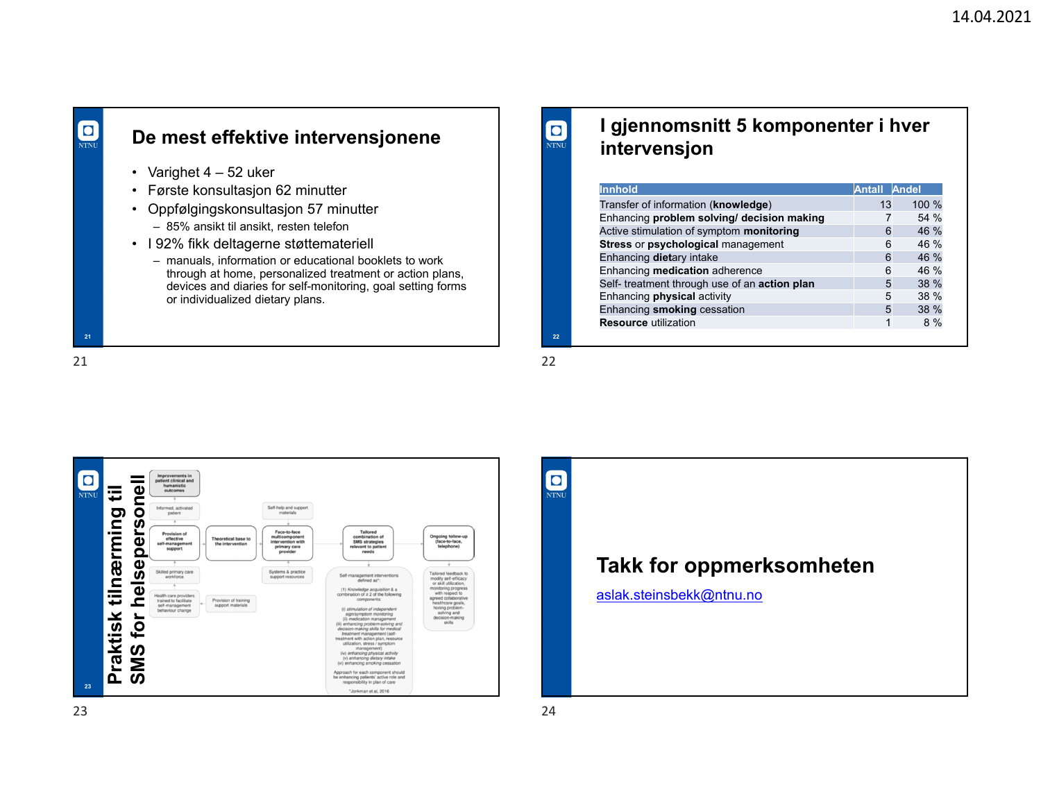## De mest effektive intervensjonene

- Varighet 4 – 52 uker
- Første konsultasjon 62 minutter
- Oppfølgingskonsultasjon 57 minutter
  - 85% ansikt til ansikt, resten telefon
- I 92% fikk deltagerne støttemateriell
  - manuals, information or educational booklets to work through at home, personalized treatment or action plans, devices and diaries for self-monitoring, goal setting forms or individualized dietary plans.

## I gjennomsnitt 5 komponenter i hver intervensjon

| Innhold | Antall | Andel |
|---|---|---|
| Transfer of information (**knowledge**) | 13 | 100 % |
| Enhancing **problem solving/ decision making** | 7 | 54 % |
| Active stimulation of symptom **monitoring** | 6 | 46 % |
| **Stress** or **psychological** management | 6 | 46 % |
| Enhancing **diet**ary intake | 6 | 46 % |
| Enhancing **medication** adherence | 6 | 46 % |
| Self- treatment through use of an **action plan** | 5 | 38 % |
| Enhancing **physical** activity | 5 | 38 % |
| Enhancing **smoking** cessation | 5 | 38 % |
| **Resource** utilization | 1 | 8 % |

## Praktisk tilnærming til SMS for helsepersonell

Improvements in patient clinical and humanistic outcomes

Informed, activated patient

Provision of effective self-management support

Skilled primary care workforce

Health care providers trained to facilitate self-management behaviour change

Provision of training support materials

Theoretical base to the intervention

Self-help and support materials

Face-to-face multicomponent intervention with primary care provider

Systems & practice support resources

Tailored combination of SMS strategies relevant to patient needs

Self-management interventions defined as*:

(1) Knowledge acquisition & a combination of ≥ 2 of the following components:

(i) *stimulation of independent sign/symptom monitoring*
(ii) *medication management*
(iii) *enhancing problem-solving and decision-making skills for medical treatment management* (self-treatment with action plan, resource utilization, stress / symptom management)
(iv) *enhancing physical activity*
(v) *enhancing dietary intake*
(vi) *enhancing smoking cessation*

Approach for each component should be enhancing patients' active role and responsibility in plan of care

*Jonkman et al, 2016

Ongoing follow-up (face-to-face, telephone)

Tailored feedback to modify self-efficacy or skill utilization, monitoring progress with respect to agreed collaborative healthcare goals, honing problem-solving and decision-making skills

## Takk for oppmerksomheten

aslak.steinsbekk@ntnu.no